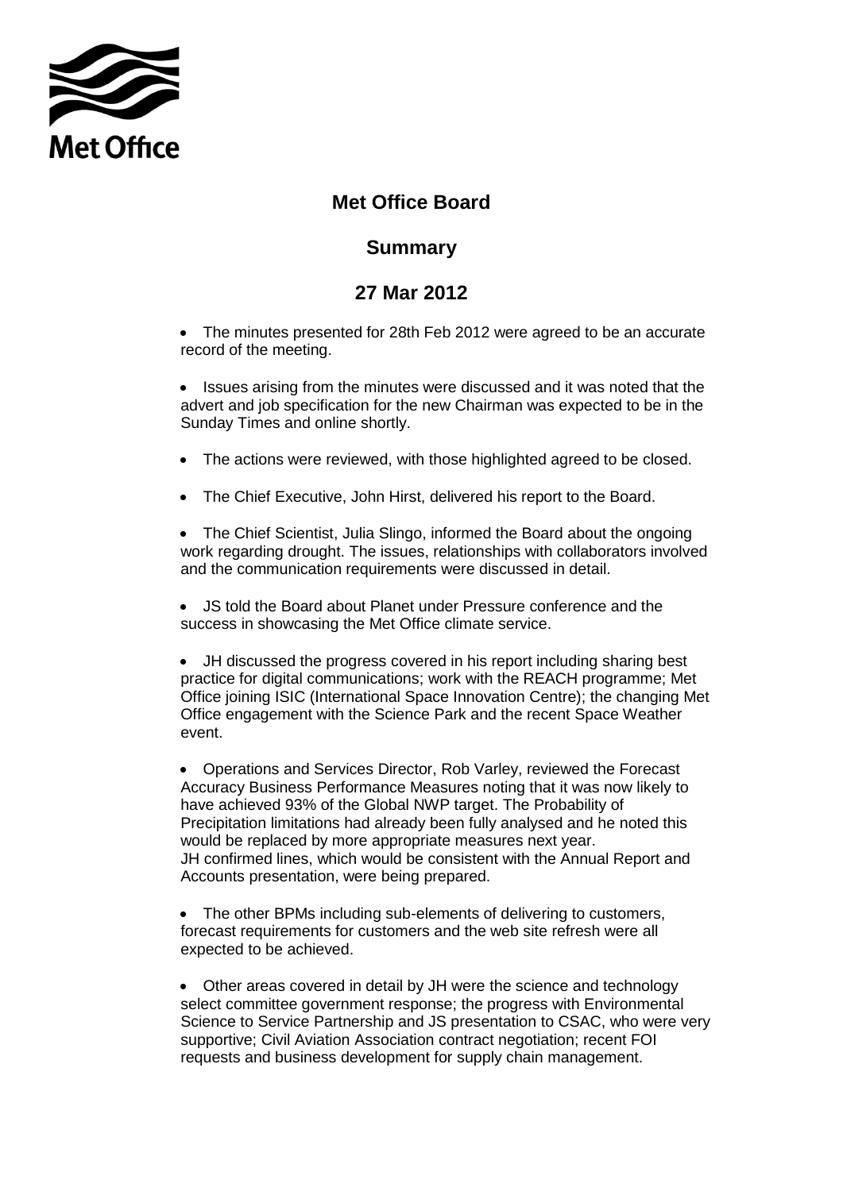Met Office

# Met Office Board

## Summary

## 27 Mar 2012

- The minutes presented for 28th Feb 2012 were agreed to be an accurate record of the meeting.
- Issues arising from the minutes were discussed and it was noted that the advert and job specification for the new Chairman was expected to be in the Sunday Times and online shortly.
- The actions were reviewed, with those highlighted agreed to be closed.
- The Chief Executive, John Hirst, delivered his report to the Board.
- The Chief Scientist, Julia Slingo, informed the Board about the ongoing work regarding drought. The issues, relationships with collaborators involved and the communication requirements were discussed in detail.
- JS told the Board about Planet under Pressure conference and the success in showcasing the Met Office climate service.
- JH discussed the progress covered in his report including sharing best practice for digital communications; work with the REACH programme; Met Office joining ISIC (International Space Innovation Centre); the changing Met Office engagement with the Science Park and the recent Space Weather event.
- Operations and Services Director, Rob Varley, reviewed the Forecast Accuracy Business Performance Measures noting that it was now likely to have achieved 93% of the Global NWP target. The Probability of Precipitation limitations had already been fully analysed and he noted this would be replaced by more appropriate measures next year.
  JH confirmed lines, which would be consistent with the Annual Report and Accounts presentation, were being prepared.
- The other BPMs including sub-elements of delivering to customers, forecast requirements for customers and the web site refresh were all expected to be achieved.
- Other areas covered in detail by JH were the science and technology select committee government response; the progress with Environmental Science to Service Partnership and JS presentation to CSAC, who were very supportive; Civil Aviation Association contract negotiation; recent FOI requests and business development for supply chain management.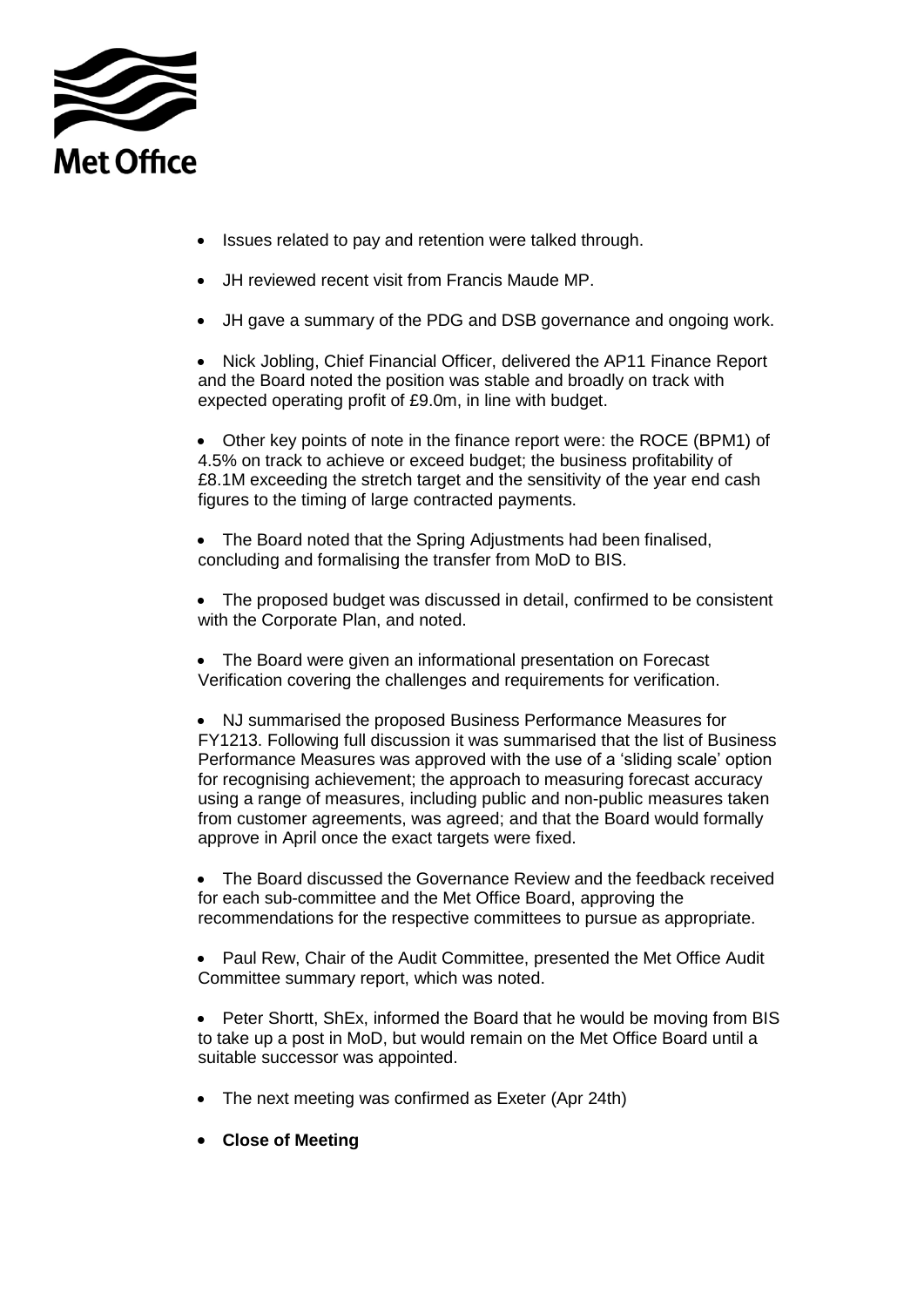- Issues related to pay and retention were talked through.
- JH reviewed recent visit from Francis Maude MP.
- JH gave a summary of the PDG and DSB governance and ongoing work.
- Nick Jobling, Chief Financial Officer, delivered the AP11 Finance Report and the Board noted the position was stable and broadly on track with expected operating profit of £9.0m, in line with budget.
- Other key points of note in the finance report were: the ROCE (BPM1) of 4.5% on track to achieve or exceed budget; the business profitability of £8.1M exceeding the stretch target and the sensitivity of the year end cash figures to the timing of large contracted payments.
- The Board noted that the Spring Adjustments had been finalised, concluding and formalising the transfer from MoD to BIS.
- The proposed budget was discussed in detail, confirmed to be consistent with the Corporate Plan, and noted.
- The Board were given an informational presentation on Forecast Verification covering the challenges and requirements for verification.
- NJ summarised the proposed Business Performance Measures for FY1213. Following full discussion it was summarised that the list of Business Performance Measures was approved with the use of a 'sliding scale' option for recognising achievement; the approach to measuring forecast accuracy using a range of measures, including public and non-public measures taken from customer agreements, was agreed; and that the Board would formally approve in April once the exact targets were fixed.
- The Board discussed the Governance Review and the feedback received for each sub-committee and the Met Office Board, approving the recommendations for the respective committees to pursue as appropriate.
- Paul Rew, Chair of the Audit Committee, presented the Met Office Audit Committee summary report, which was noted.
- Peter Shortt, ShEx, informed the Board that he would be moving from BIS to take up a post in MoD, but would remain on the Met Office Board until a suitable successor was appointed.
- The next meeting was confirmed as Exeter (Apr 24th)
- **Close of Meeting**